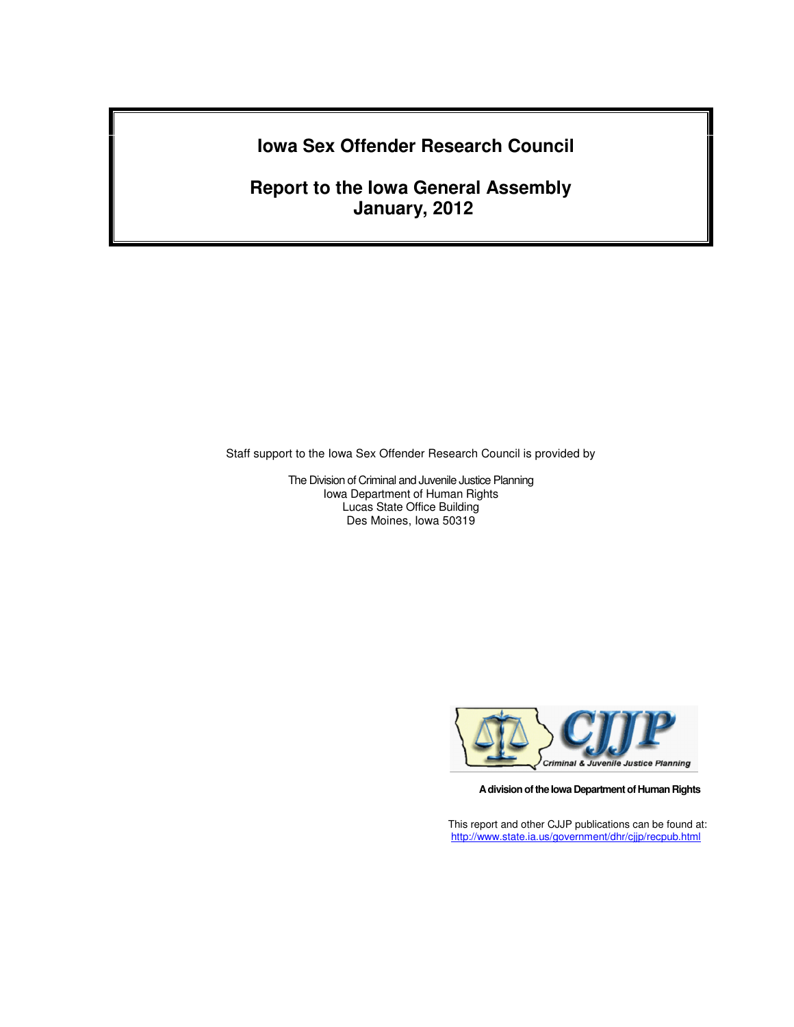# Iowa Sex Offender Research Council

## Report to the Iowa General Assembly
## January, 2012

Staff support to the Iowa Sex Offender Research Council is provided by

The Division of Criminal and Juvenile Justice Planning
Iowa Department of Human Rights
Lucas State Office Building
Des Moines, Iowa 50319

CJJP Criminal & Juvenile Justice Planning

**A division of the Iowa Department of Human Rights**

This report and other CJJP publications can be found at:
http://www.state.ia.us/government/dhr/cjjp/recpub.html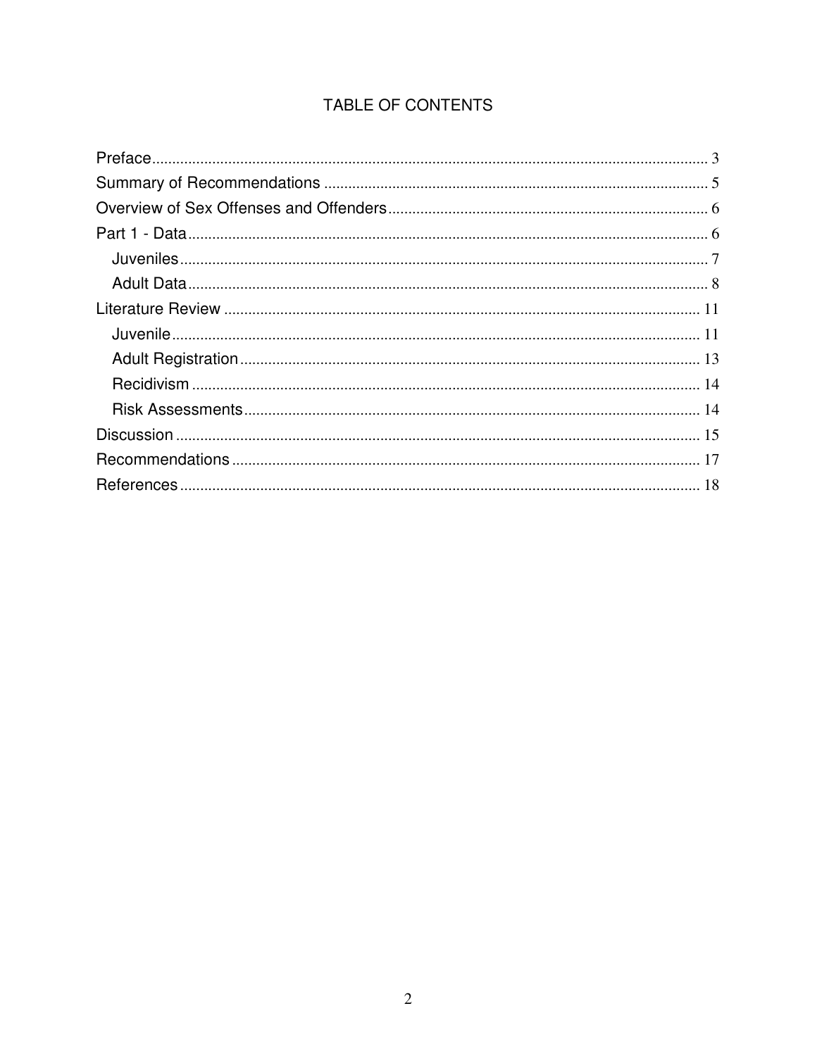# TABLE OF CONTENTS

Preface ........................................................................................................................ 3
Summary of Recommendations ................................................................................ 5
Overview of Sex Offenses and Offenders ................................................................. 6
Part 1 - Data ................................................................................................................ 6
  Juveniles .................................................................................................................. 7
  Adult Data ................................................................................................................ 8
Literature Review ...................................................................................................... 11
  Juvenile .................................................................................................................. 11
  Adult Registration .................................................................................................. 13
  Recidivism ............................................................................................................. 14
  Risk Assessments ................................................................................................... 14
Discussion ................................................................................................................. 15
Recommendations .................................................................................................... 17
References ................................................................................................................ 18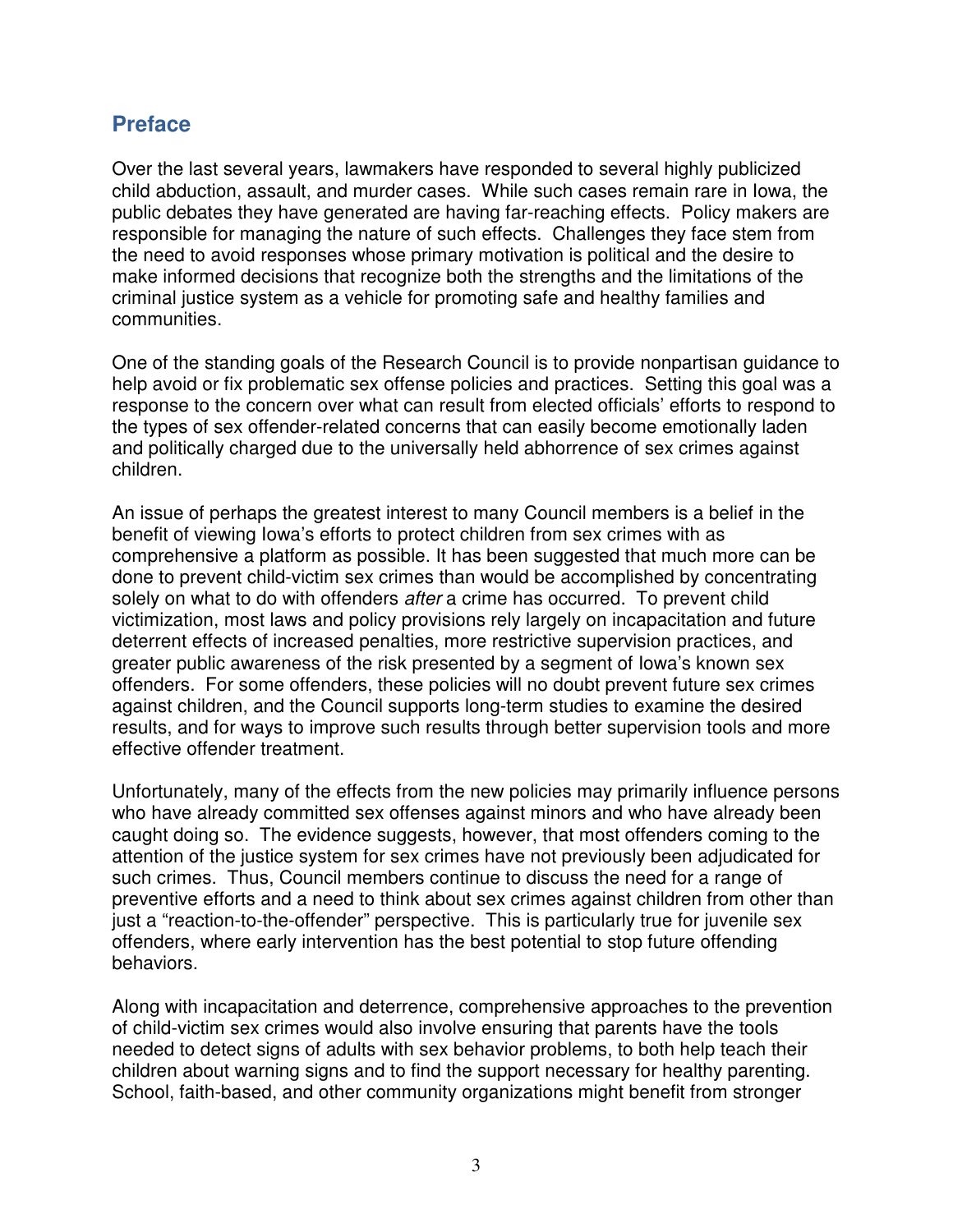## Preface

Over the last several years, lawmakers have responded to several highly publicized child abduction, assault, and murder cases. While such cases remain rare in Iowa, the public debates they have generated are having far-reaching effects. Policy makers are responsible for managing the nature of such effects. Challenges they face stem from the need to avoid responses whose primary motivation is political and the desire to make informed decisions that recognize both the strengths and the limitations of the criminal justice system as a vehicle for promoting safe and healthy families and communities.

One of the standing goals of the Research Council is to provide nonpartisan guidance to help avoid or fix problematic sex offense policies and practices. Setting this goal was a response to the concern over what can result from elected officials' efforts to respond to the types of sex offender-related concerns that can easily become emotionally laden and politically charged due to the universally held abhorrence of sex crimes against children.

An issue of perhaps the greatest interest to many Council members is a belief in the benefit of viewing Iowa's efforts to protect children from sex crimes with as comprehensive a platform as possible. It has been suggested that much more can be done to prevent child-victim sex crimes than would be accomplished by concentrating solely on what to do with offenders *after* a crime has occurred. To prevent child victimization, most laws and policy provisions rely largely on incapacitation and future deterrent effects of increased penalties, more restrictive supervision practices, and greater public awareness of the risk presented by a segment of Iowa's known sex offenders. For some offenders, these policies will no doubt prevent future sex crimes against children, and the Council supports long-term studies to examine the desired results, and for ways to improve such results through better supervision tools and more effective offender treatment.

Unfortunately, many of the effects from the new policies may primarily influence persons who have already committed sex offenses against minors and who have already been caught doing so. The evidence suggests, however, that most offenders coming to the attention of the justice system for sex crimes have not previously been adjudicated for such crimes. Thus, Council members continue to discuss the need for a range of preventive efforts and a need to think about sex crimes against children from other than just a "reaction-to-the-offender" perspective. This is particularly true for juvenile sex offenders, where early intervention has the best potential to stop future offending behaviors.

Along with incapacitation and deterrence, comprehensive approaches to the prevention of child-victim sex crimes would also involve ensuring that parents have the tools needed to detect signs of adults with sex behavior problems, to both help teach their children about warning signs and to find the support necessary for healthy parenting. School, faith-based, and other community organizations might benefit from stronger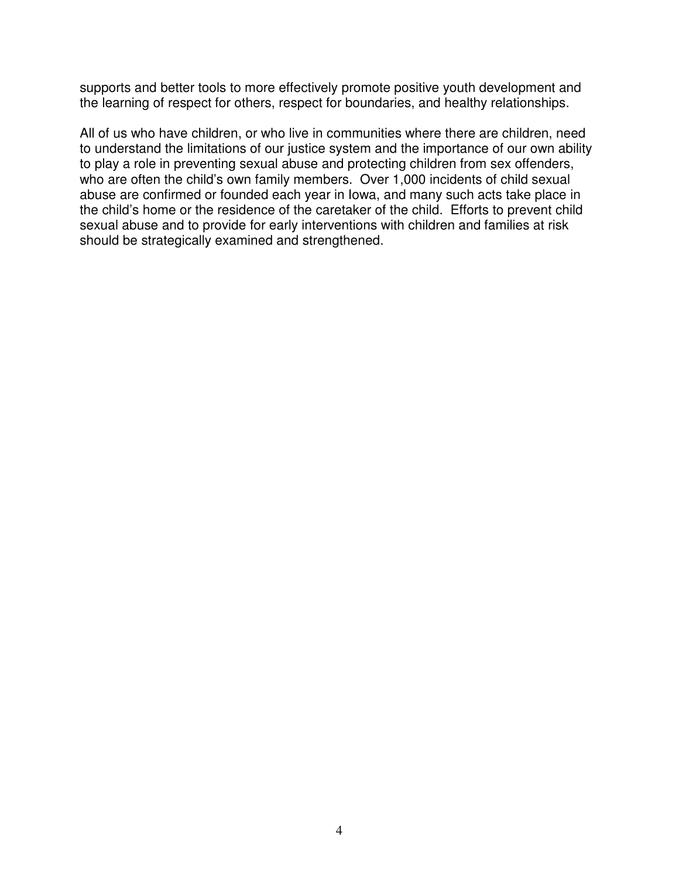supports and better tools to more effectively promote positive youth development and the learning of respect for others, respect for boundaries, and healthy relationships.

All of us who have children, or who live in communities where there are children, need to understand the limitations of our justice system and the importance of our own ability to play a role in preventing sexual abuse and protecting children from sex offenders, who are often the child's own family members. Over 1,000 incidents of child sexual abuse are confirmed or founded each year in Iowa, and many such acts take place in the child's home or the residence of the caretaker of the child. Efforts to prevent child sexual abuse and to provide for early interventions with children and families at risk should be strategically examined and strengthened.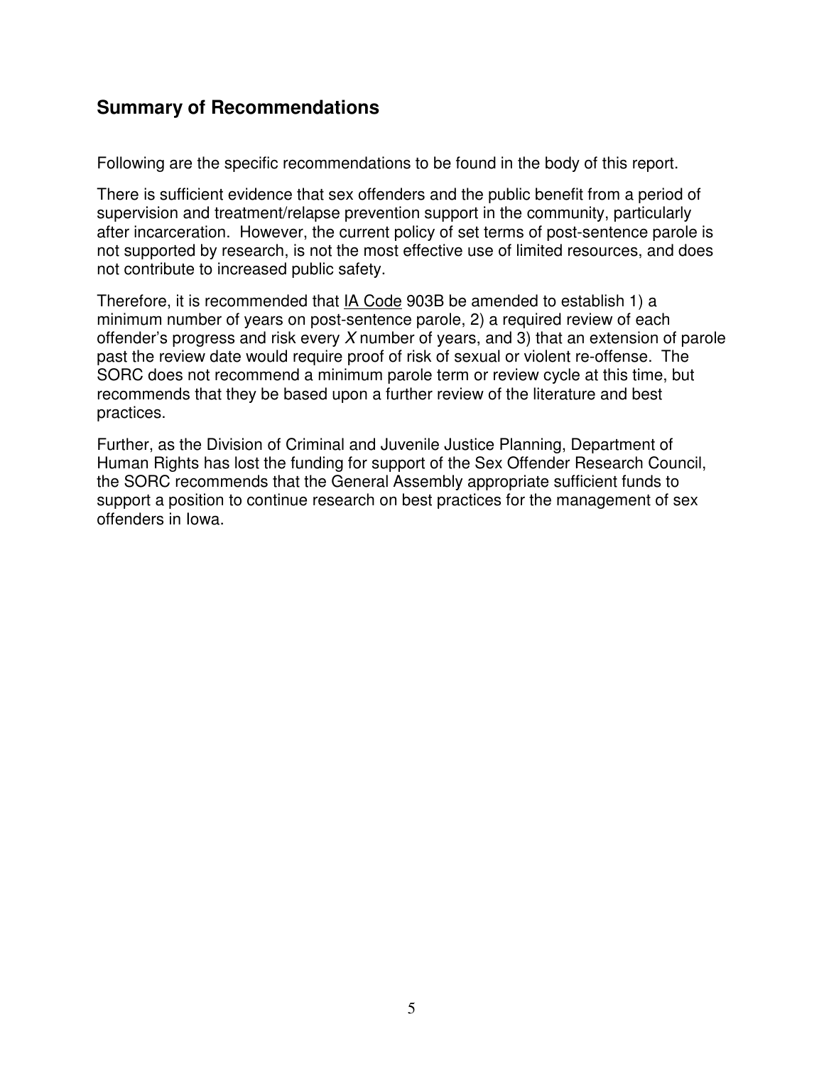## Summary of Recommendations

Following are the specific recommendations to be found in the body of this report.

There is sufficient evidence that sex offenders and the public benefit from a period of supervision and treatment/relapse prevention support in the community, particularly after incarceration. However, the current policy of set terms of post-sentence parole is not supported by research, is not the most effective use of limited resources, and does not contribute to increased public safety.

Therefore, it is recommended that IA Code 903B be amended to establish 1) a minimum number of years on post-sentence parole, 2) a required review of each offender's progress and risk every *X* number of years, and 3) that an extension of parole past the review date would require proof of risk of sexual or violent re-offense. The SORC does not recommend a minimum parole term or review cycle at this time, but recommends that they be based upon a further review of the literature and best practices.

Further, as the Division of Criminal and Juvenile Justice Planning, Department of Human Rights has lost the funding for support of the Sex Offender Research Council, the SORC recommends that the General Assembly appropriate sufficient funds to support a position to continue research on best practices for the management of sex offenders in Iowa.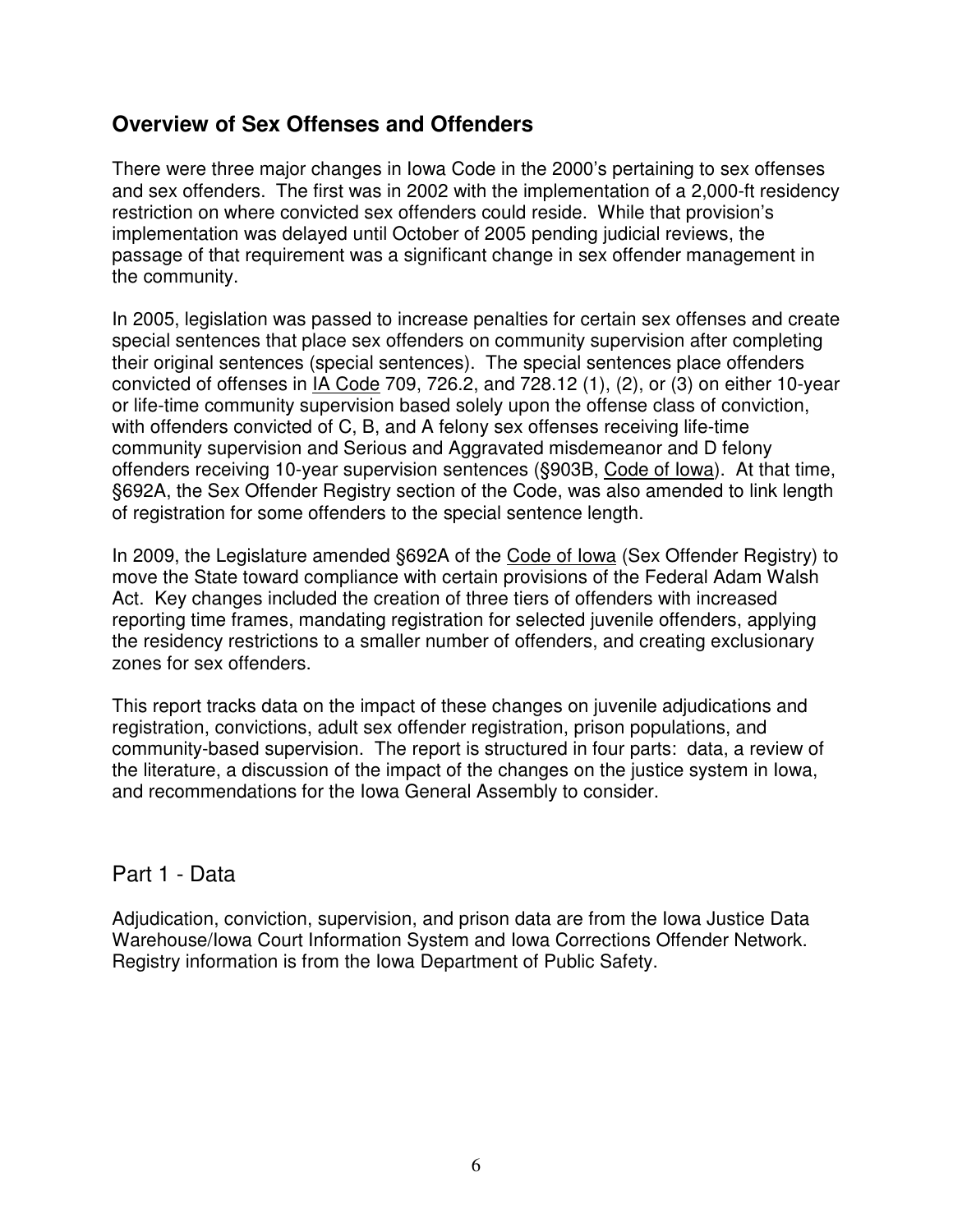## Overview of Sex Offenses and Offenders

There were three major changes in Iowa Code in the 2000's pertaining to sex offenses and sex offenders. The first was in 2002 with the implementation of a 2,000-ft residency restriction on where convicted sex offenders could reside. While that provision's implementation was delayed until October of 2005 pending judicial reviews, the passage of that requirement was a significant change in sex offender management in the community.

In 2005, legislation was passed to increase penalties for certain sex offenses and create special sentences that place sex offenders on community supervision after completing their original sentences (special sentences). The special sentences place offenders convicted of offenses in IA Code 709, 726.2, and 728.12 (1), (2), or (3) on either 10-year or life-time community supervision based solely upon the offense class of conviction, with offenders convicted of C, B, and A felony sex offenses receiving life-time community supervision and Serious and Aggravated misdemeanor and D felony offenders receiving 10-year supervision sentences (§903B, Code of Iowa). At that time, §692A, the Sex Offender Registry section of the Code, was also amended to link length of registration for some offenders to the special sentence length.

In 2009, the Legislature amended §692A of the Code of Iowa (Sex Offender Registry) to move the State toward compliance with certain provisions of the Federal Adam Walsh Act. Key changes included the creation of three tiers of offenders with increased reporting time frames, mandating registration for selected juvenile offenders, applying the residency restrictions to a smaller number of offenders, and creating exclusionary zones for sex offenders.

This report tracks data on the impact of these changes on juvenile adjudications and registration, convictions, adult sex offender registration, prison populations, and community-based supervision. The report is structured in four parts: data, a review of the literature, a discussion of the impact of the changes on the justice system in Iowa, and recommendations for the Iowa General Assembly to consider.

## Part 1 - Data

Adjudication, conviction, supervision, and prison data are from the Iowa Justice Data Warehouse/Iowa Court Information System and Iowa Corrections Offender Network. Registry information is from the Iowa Department of Public Safety.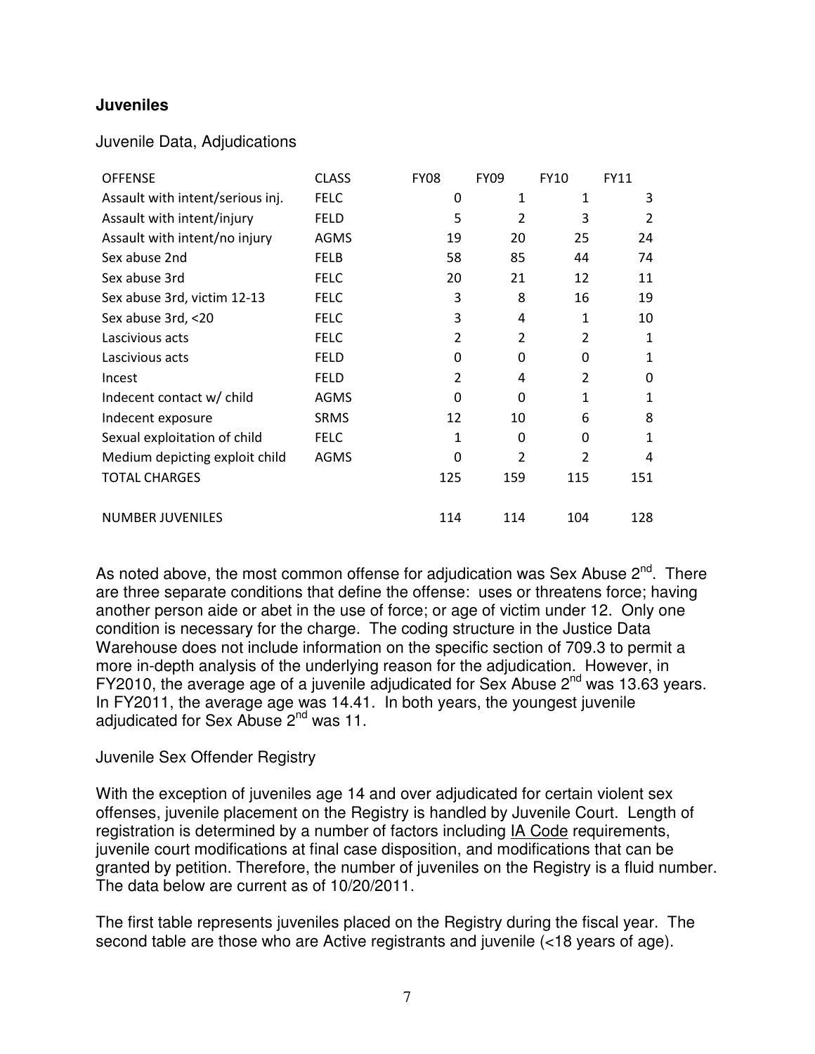## Juveniles

Juvenile Data, Adjudications

| OFFENSE | CLASS | FY08 | FY09 | FY10 | FY11 |
|---|---|---|---|---|---|
| Assault with intent/serious inj. | FELC | 0 | 1 | 1 | 3 |
| Assault with intent/injury | FELD | 5 | 2 | 3 | 2 |
| Assault with intent/no injury | AGMS | 19 | 20 | 25 | 24 |
| Sex abuse 2nd | FELB | 58 | 85 | 44 | 74 |
| Sex abuse 3rd | FELC | 20 | 21 | 12 | 11 |
| Sex abuse 3rd, victim 12-13 | FELC | 3 | 8 | 16 | 19 |
| Sex abuse 3rd, <20 | FELC | 3 | 4 | 1 | 10 |
| Lascivious acts | FELC | 2 | 2 | 2 | 1 |
| Lascivious acts | FELD | 0 | 0 | 0 | 1 |
| Incest | FELD | 2 | 4 | 2 | 0 |
| Indecent contact w/ child | AGMS | 0 | 0 | 1 | 1 |
| Indecent exposure | SRMS | 12 | 10 | 6 | 8 |
| Sexual exploitation of child | FELC | 1 | 0 | 0 | 1 |
| Medium depicting exploit child | AGMS | 0 | 2 | 2 | 4 |
| TOTAL CHARGES | | 125 | 159 | 115 | 151 |
| | | | | | |
| NUMBER JUVENILES | | 114 | 114 | 104 | 128 |

As noted above, the most common offense for adjudication was Sex Abuse 2nd. There are three separate conditions that define the offense: uses or threatens force; having another person aide or abet in the use of force; or age of victim under 12. Only one condition is necessary for the charge. The coding structure in the Justice Data Warehouse does not include information on the specific section of 709.3 to permit a more in-depth analysis of the underlying reason for the adjudication. However, in FY2010, the average age of a juvenile adjudicated for Sex Abuse 2nd was 13.63 years. In FY2011, the average age was 14.41. In both years, the youngest juvenile adjudicated for Sex Abuse 2nd was 11.

Juvenile Sex Offender Registry

With the exception of juveniles age 14 and over adjudicated for certain violent sex offenses, juvenile placement on the Registry is handled by Juvenile Court. Length of registration is determined by a number of factors including IA Code requirements, juvenile court modifications at final case disposition, and modifications that can be granted by petition. Therefore, the number of juveniles on the Registry is a fluid number. The data below are current as of 10/20/2011.

The first table represents juveniles placed on the Registry during the fiscal year. The second table are those who are Active registrants and juvenile (<18 years of age).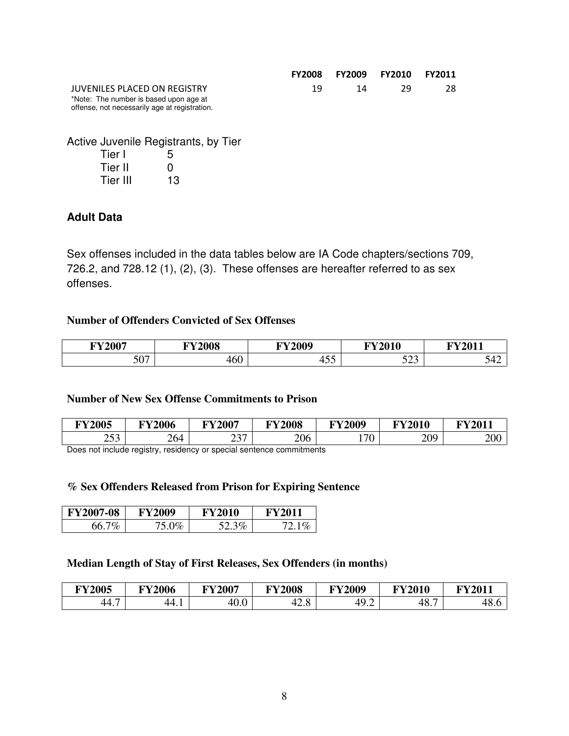| | FY2008 | FY2009 | FY2010 | FY2011 |
|---|---|---|---|---|
| JUVENILES PLACED ON REGISTRY | 19 | 14 | 29 | 28 |

*Note: The number is based upon age at offense, not necessarily age at registration.

Active Juvenile Registrants, by Tier

| Tier | Count |
|---|---|
| Tier I | 5 |
| Tier II | 0 |
| Tier III | 13 |

### Adult Data

Sex offenses included in the data tables below are IA Code chapters/sections 709, 726.2, and 728.12 (1), (2), (3). These offenses are hereafter referred to as sex offenses.

**Number of Offenders Convicted of Sex Offenses**

| FY2007 | FY2008 | FY2009 | FY2010 | FY2011 |
|---|---|---|---|---|
| 507 | 460 | 455 | 523 | 542 |

**Number of New Sex Offense Commitments to Prison**

| FY2005 | FY2006 | FY2007 | FY2008 | FY2009 | FY2010 | FY2011 |
|---|---|---|---|---|---|---|
| 253 | 264 | 237 | 206 | 170 | 209 | 200 |

Does not include registry, residency or special sentence commitments

**% Sex Offenders Released from Prison for Expiring Sentence**

| FY2007-08 | FY2009 | FY2010 | FY2011 |
|---|---|---|---|
| 66.7% | 75.0% | 52.3% | 72.1% |

**Median Length of Stay of First Releases, Sex Offenders (in months)**

| FY2005 | FY2006 | FY2007 | FY2008 | FY2009 | FY2010 | FY2011 |
|---|---|---|---|---|---|---|
| 44.7 | 44.1 | 40.0 | 42.8 | 49.2 | 48.7 | 48.6 |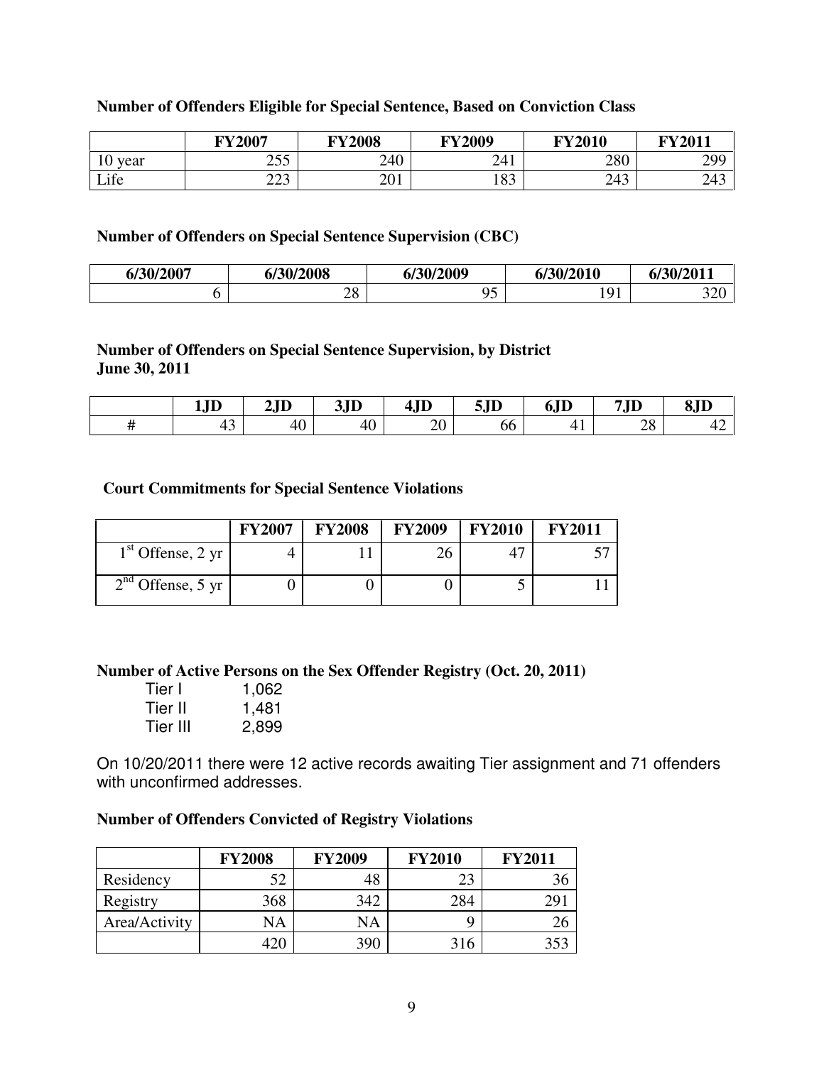**Number of Offenders Eligible for Special Sentence, Based on Conviction Class**

| | FY2007 | FY2008 | FY2009 | FY2010 | FY2011 |
|---|---|---|---|---|---|
| 10 year | 255 | 240 | 241 | 280 | 299 |
| Life | 223 | 201 | 183 | 243 | 243 |

**Number of Offenders on Special Sentence Supervision (CBC)**

| 6/30/2007 | 6/30/2008 | 6/30/2009 | 6/30/2010 | 6/30/2011 |
|---|---|---|---|---|
| 6 | 28 | 95 | 191 | 320 |

**Number of Offenders on Special Sentence Supervision, by District**
**June 30, 2011**

| | 1JD | 2JD | 3JD | 4JD | 5JD | 6JD | 7JD | 8JD |
|---|---|---|---|---|---|---|---|---|
| # | 43 | 40 | 40 | 20 | 66 | 41 | 28 | 42 |

**Court Commitments for Special Sentence Violations**

| | FY2007 | FY2008 | FY2009 | FY2010 | FY2011 |
|---|---|---|---|---|---|
| 1st Offense, 2 yr | 4 | 11 | 26 | 47 | 57 |
| 2nd Offense, 5 yr | 0 | 0 | 0 | 5 | 11 |

**Number of Active Persons on the Sex Offender Registry (Oct. 20, 2011)**

| | |
|---|---|
| Tier I | 1,062 |
| Tier II | 1,481 |
| Tier III | 2,899 |

On 10/20/2011 there were 12 active records awaiting Tier assignment and 71 offenders with unconfirmed addresses.

**Number of Offenders Convicted of Registry Violations**

| | FY2008 | FY2009 | FY2010 | FY2011 |
|---|---|---|---|---|
| Residency | 52 | 48 | 23 | 36 |
| Registry | 368 | 342 | 284 | 291 |
| Area/Activity | NA | NA | 9 | 26 |
| | 420 | 390 | 316 | 353 |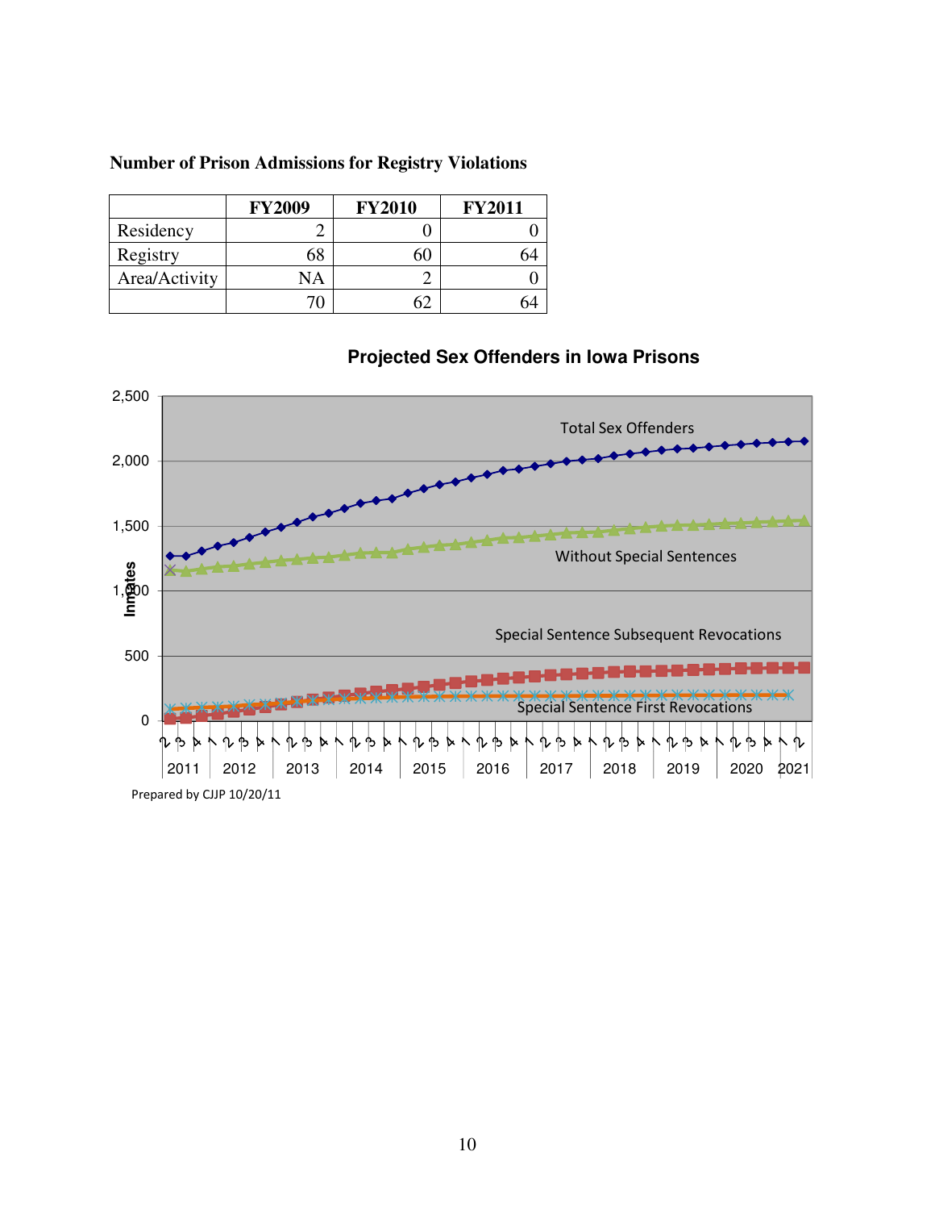**Number of Prison Admissions for Registry Violations**

| | FY2009 | FY2010 | FY2011 |
|---|---|---|---|
| Residency | 2 | 0 | 0 |
| Registry | 68 | 60 | 64 |
| Area/Activity | NA | 2 | 0 |
| | 70 | 62 | 64 |

**Projected Sex Offenders in Iowa Prisons**

Total Sex Offenders

Without Special Sentences

Special Sentence Subsequent Revocations

Special Sentence First Revocations

Inmates

2011 2012 2013 2014 2015 2016 2017 2018 2019 2020 2021

Prepared by CJJP 10/20/11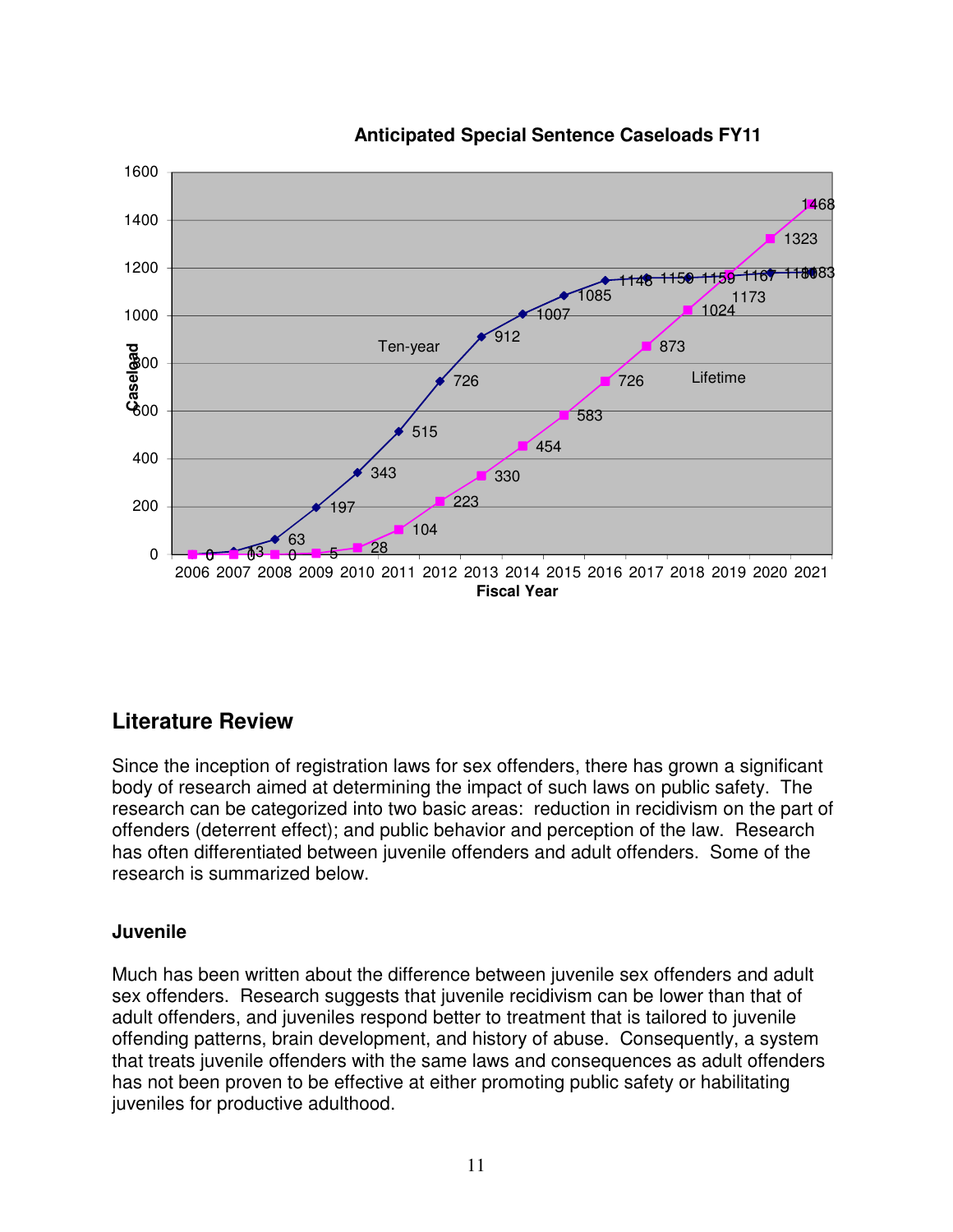**Anticipated Special Sentence Caseloads FY11**

| Fiscal Year | Ten-year | Lifetime |
|---|---|---|
| 2006 | 0 | 0 |
| 2007 | 13 | 0 |
| 2008 | 63 | 0 |
| 2009 | 197 | 5 |
| 2010 | 343 | 28 |
| 2011 | 515 | 104 |
| 2012 | 726 | 223 |
| 2013 | 912 | 330 |
| 2014 | 1007 | 454 |
| 2015 | 1085 | 583 |
| 2016 | 1148 | 726 |
| 2017 | 1150 | 873 |
| 2018 | 1159 | 1024 |
| 2019 | 1167 | 1173 |
| 2020 | 1180 | 1323 |
| 2021 | 1183 | 1468 |

## Literature Review

Since the inception of registration laws for sex offenders, there has grown a significant body of research aimed at determining the impact of such laws on public safety. The research can be categorized into two basic areas: reduction in recidivism on the part of offenders (deterrent effect); and public behavior and perception of the law. Research has often differentiated between juvenile offenders and adult offenders. Some of the research is summarized below.

### Juvenile

Much has been written about the difference between juvenile sex offenders and adult sex offenders. Research suggests that juvenile recidivism can be lower than that of adult offenders, and juveniles respond better to treatment that is tailored to juvenile offending patterns, brain development, and history of abuse. Consequently, a system that treats juvenile offenders with the same laws and consequences as adult offenders has not been proven to be effective at either promoting public safety or habilitating juveniles for productive adulthood.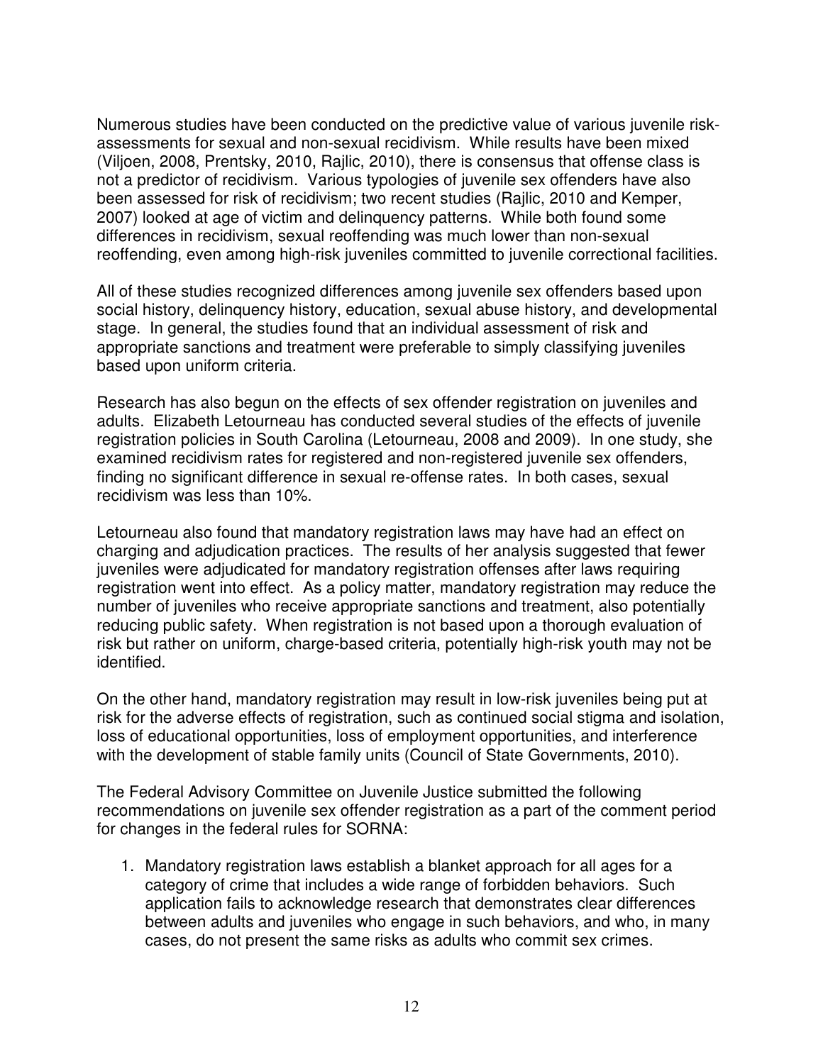Numerous studies have been conducted on the predictive value of various juvenile risk-assessments for sexual and non-sexual recidivism. While results have been mixed (Viljoen, 2008, Prentsky, 2010, Rajlic, 2010), there is consensus that offense class is not a predictor of recidivism. Various typologies of juvenile sex offenders have also been assessed for risk of recidivism; two recent studies (Rajlic, 2010 and Kemper, 2007) looked at age of victim and delinquency patterns. While both found some differences in recidivism, sexual reoffending was much lower than non-sexual reoffending, even among high-risk juveniles committed to juvenile correctional facilities.

All of these studies recognized differences among juvenile sex offenders based upon social history, delinquency history, education, sexual abuse history, and developmental stage. In general, the studies found that an individual assessment of risk and appropriate sanctions and treatment were preferable to simply classifying juveniles based upon uniform criteria.

Research has also begun on the effects of sex offender registration on juveniles and adults. Elizabeth Letourneau has conducted several studies of the effects of juvenile registration policies in South Carolina (Letourneau, 2008 and 2009). In one study, she examined recidivism rates for registered and non-registered juvenile sex offenders, finding no significant difference in sexual re-offense rates. In both cases, sexual recidivism was less than 10%.

Letourneau also found that mandatory registration laws may have had an effect on charging and adjudication practices. The results of her analysis suggested that fewer juveniles were adjudicated for mandatory registration offenses after laws requiring registration went into effect. As a policy matter, mandatory registration may reduce the number of juveniles who receive appropriate sanctions and treatment, also potentially reducing public safety. When registration is not based upon a thorough evaluation of risk but rather on uniform, charge-based criteria, potentially high-risk youth may not be identified.

On the other hand, mandatory registration may result in low-risk juveniles being put at risk for the adverse effects of registration, such as continued social stigma and isolation, loss of educational opportunities, loss of employment opportunities, and interference with the development of stable family units (Council of State Governments, 2010).

The Federal Advisory Committee on Juvenile Justice submitted the following recommendations on juvenile sex offender registration as a part of the comment period for changes in the federal rules for SORNA:

1. Mandatory registration laws establish a blanket approach for all ages for a category of crime that includes a wide range of forbidden behaviors. Such application fails to acknowledge research that demonstrates clear differences between adults and juveniles who engage in such behaviors, and who, in many cases, do not present the same risks as adults who commit sex crimes.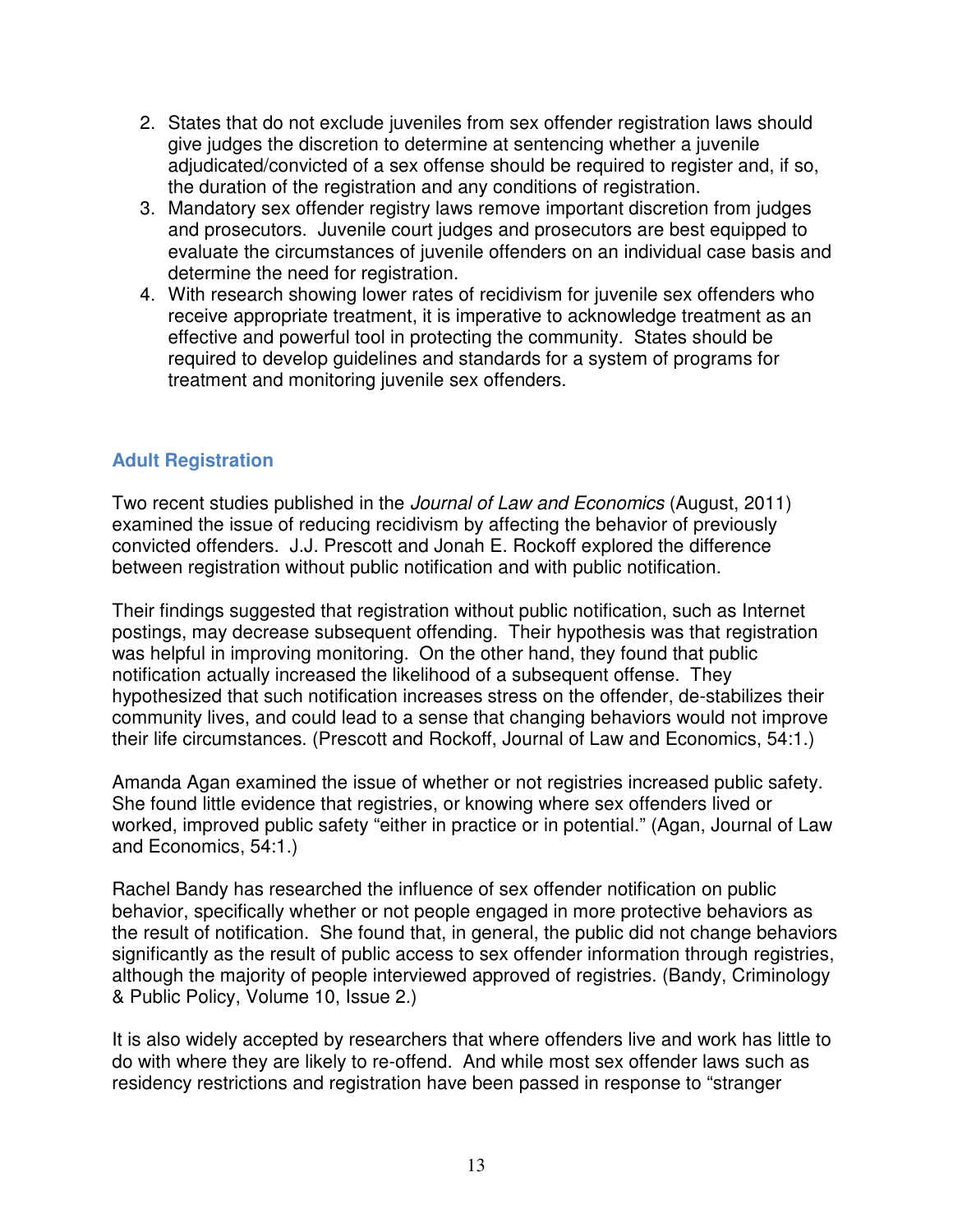2. States that do not exclude juveniles from sex offender registration laws should give judges the discretion to determine at sentencing whether a juvenile adjudicated/convicted of a sex offense should be required to register and, if so, the duration of the registration and any conditions of registration.
3. Mandatory sex offender registry laws remove important discretion from judges and prosecutors. Juvenile court judges and prosecutors are best equipped to evaluate the circumstances of juvenile offenders on an individual case basis and determine the need for registration.
4. With research showing lower rates of recidivism for juvenile sex offenders who receive appropriate treatment, it is imperative to acknowledge treatment as an effective and powerful tool in protecting the community. States should be required to develop guidelines and standards for a system of programs for treatment and monitoring juvenile sex offenders.

### Adult Registration

Two recent studies published in the *Journal of Law and Economics* (August, 2011) examined the issue of reducing recidivism by affecting the behavior of previously convicted offenders. J.J. Prescott and Jonah E. Rockoff explored the difference between registration without public notification and with public notification.

Their findings suggested that registration without public notification, such as Internet postings, may decrease subsequent offending. Their hypothesis was that registration was helpful in improving monitoring. On the other hand, they found that public notification actually increased the likelihood of a subsequent offense. They hypothesized that such notification increases stress on the offender, de-stabilizes their community lives, and could lead to a sense that changing behaviors would not improve their life circumstances. (Prescott and Rockoff, Journal of Law and Economics, 54:1.)

Amanda Agan examined the issue of whether or not registries increased public safety. She found little evidence that registries, or knowing where sex offenders lived or worked, improved public safety "either in practice or in potential." (Agan, Journal of Law and Economics, 54:1.)

Rachel Bandy has researched the influence of sex offender notification on public behavior, specifically whether or not people engaged in more protective behaviors as the result of notification. She found that, in general, the public did not change behaviors significantly as the result of public access to sex offender information through registries, although the majority of people interviewed approved of registries. (Bandy, Criminology & Public Policy, Volume 10, Issue 2.)

It is also widely accepted by researchers that where offenders live and work has little to do with where they are likely to re-offend. And while most sex offender laws such as residency restrictions and registration have been passed in response to "stranger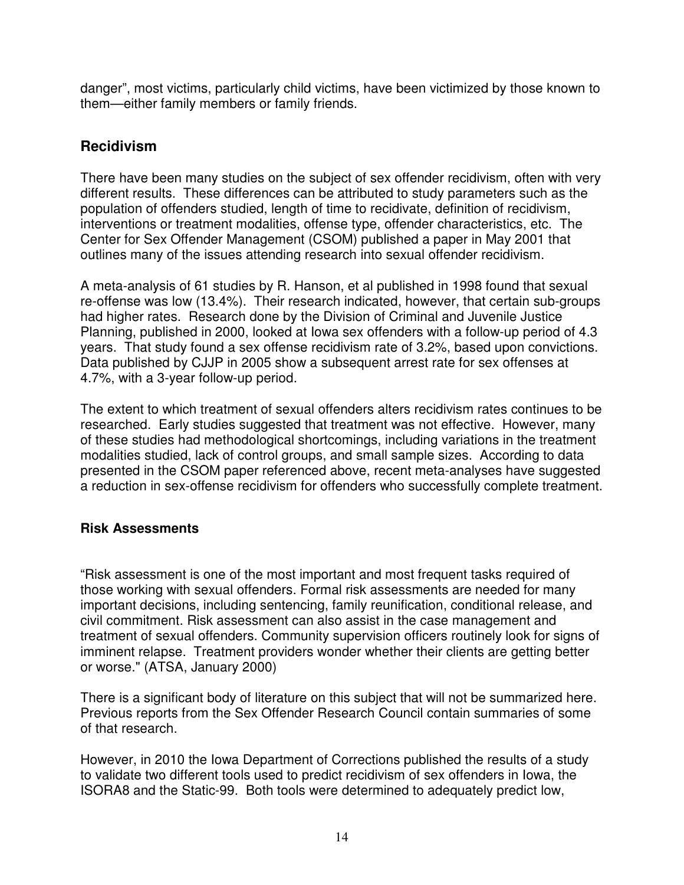danger", most victims, particularly child victims, have been victimized by those known to them—either family members or family friends.

## Recidivism

There have been many studies on the subject of sex offender recidivism, often with very different results. These differences can be attributed to study parameters such as the population of offenders studied, length of time to recidivate, definition of recidivism, interventions or treatment modalities, offense type, offender characteristics, etc. The Center for Sex Offender Management (CSOM) published a paper in May 2001 that outlines many of the issues attending research into sexual offender recidivism.

A meta-analysis of 61 studies by R. Hanson, et al published in 1998 found that sexual re-offense was low (13.4%). Their research indicated, however, that certain sub-groups had higher rates. Research done by the Division of Criminal and Juvenile Justice Planning, published in 2000, looked at Iowa sex offenders with a follow-up period of 4.3 years. That study found a sex offense recidivism rate of 3.2%, based upon convictions. Data published by CJJP in 2005 show a subsequent arrest rate for sex offenses at 4.7%, with a 3-year follow-up period.

The extent to which treatment of sexual offenders alters recidivism rates continues to be researched. Early studies suggested that treatment was not effective. However, many of these studies had methodological shortcomings, including variations in the treatment modalities studied, lack of control groups, and small sample sizes. According to data presented in the CSOM paper referenced above, recent meta-analyses have suggested a reduction in sex-offense recidivism for offenders who successfully complete treatment.

### Risk Assessments

"Risk assessment is one of the most important and most frequent tasks required of those working with sexual offenders. Formal risk assessments are needed for many important decisions, including sentencing, family reunification, conditional release, and civil commitment. Risk assessment can also assist in the case management and treatment of sexual offenders. Community supervision officers routinely look for signs of imminent relapse. Treatment providers wonder whether their clients are getting better or worse." (ATSA, January 2000)

There is a significant body of literature on this subject that will not be summarized here. Previous reports from the Sex Offender Research Council contain summaries of some of that research.

However, in 2010 the Iowa Department of Corrections published the results of a study to validate two different tools used to predict recidivism of sex offenders in Iowa, the ISORA8 and the Static-99. Both tools were determined to adequately predict low,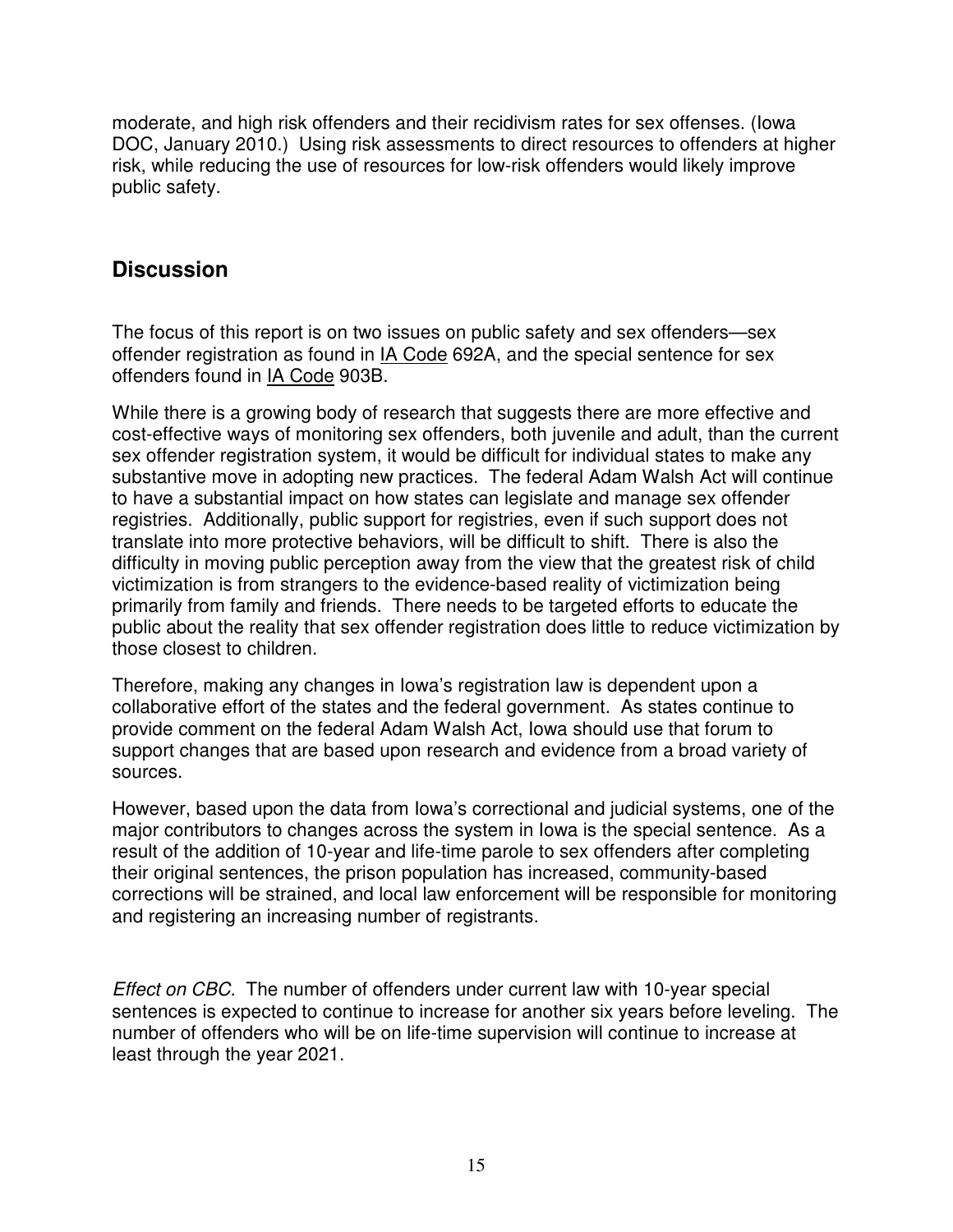moderate, and high risk offenders and their recidivism rates for sex offenses. (Iowa DOC, January 2010.) Using risk assessments to direct resources to offenders at higher risk, while reducing the use of resources for low-risk offenders would likely improve public safety.

## Discussion

The focus of this report is on two issues on public safety and sex offenders—sex offender registration as found in IA Code 692A, and the special sentence for sex offenders found in IA Code 903B.

While there is a growing body of research that suggests there are more effective and cost-effective ways of monitoring sex offenders, both juvenile and adult, than the current sex offender registration system, it would be difficult for individual states to make any substantive move in adopting new practices. The federal Adam Walsh Act will continue to have a substantial impact on how states can legislate and manage sex offender registries. Additionally, public support for registries, even if such support does not translate into more protective behaviors, will be difficult to shift. There is also the difficulty in moving public perception away from the view that the greatest risk of child victimization is from strangers to the evidence-based reality of victimization being primarily from family and friends. There needs to be targeted efforts to educate the public about the reality that sex offender registration does little to reduce victimization by those closest to children.

Therefore, making any changes in Iowa's registration law is dependent upon a collaborative effort of the states and the federal government. As states continue to provide comment on the federal Adam Walsh Act, Iowa should use that forum to support changes that are based upon research and evidence from a broad variety of sources.

However, based upon the data from Iowa's correctional and judicial systems, one of the major contributors to changes across the system in Iowa is the special sentence. As a result of the addition of 10-year and life-time parole to sex offenders after completing their original sentences, the prison population has increased, community-based corrections will be strained, and local law enforcement will be responsible for monitoring and registering an increasing number of registrants.

*Effect on CBC.* The number of offenders under current law with 10-year special sentences is expected to continue to increase for another six years before leveling. The number of offenders who will be on life-time supervision will continue to increase at least through the year 2021.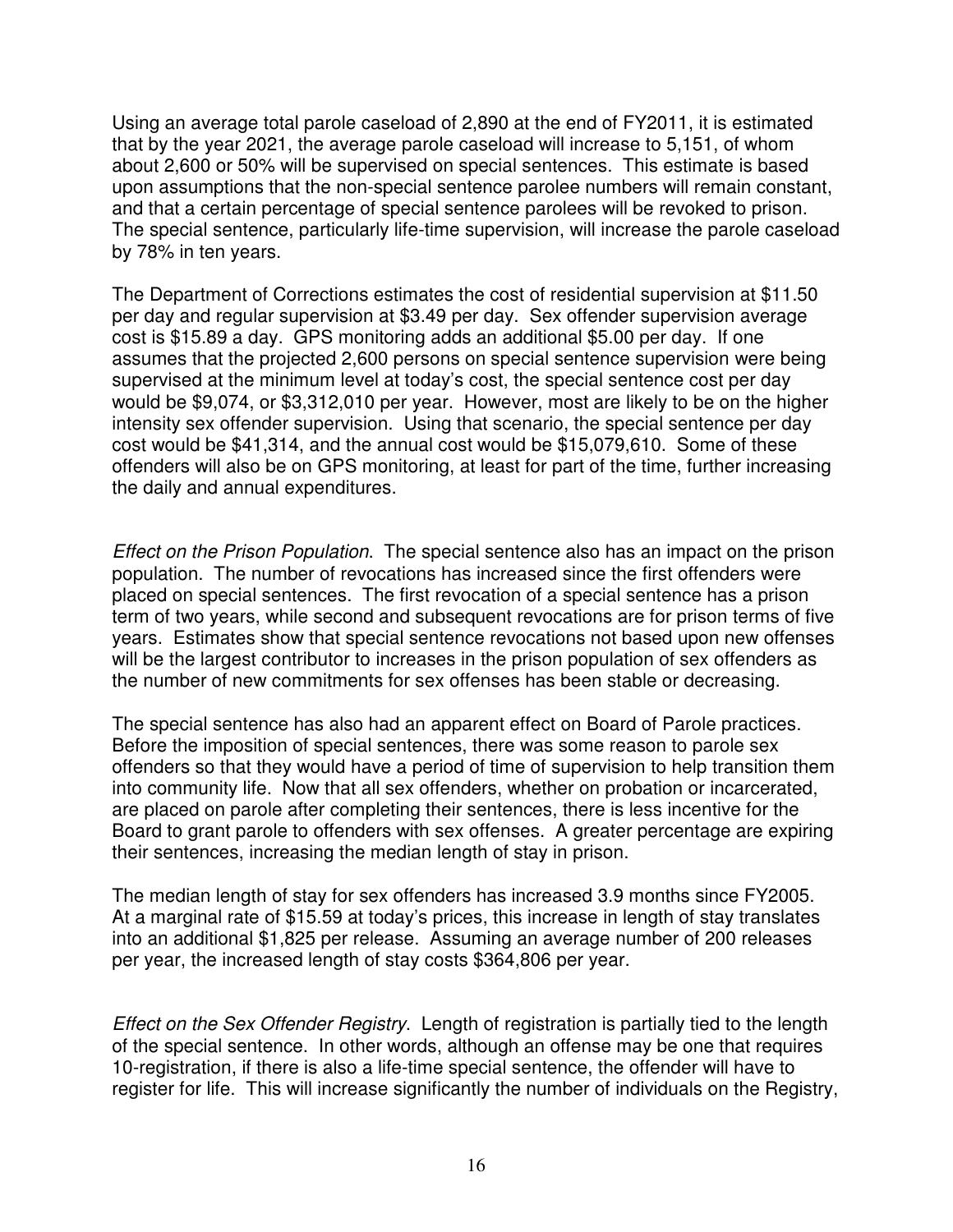Using an average total parole caseload of 2,890 at the end of FY2011, it is estimated that by the year 2021, the average parole caseload will increase to 5,151, of whom about 2,600 or 50% will be supervised on special sentences. This estimate is based upon assumptions that the non-special sentence parolee numbers will remain constant, and that a certain percentage of special sentence parolees will be revoked to prison. The special sentence, particularly life-time supervision, will increase the parole caseload by 78% in ten years.

The Department of Corrections estimates the cost of residential supervision at $11.50 per day and regular supervision at $3.49 per day. Sex offender supervision average cost is $15.89 a day. GPS monitoring adds an additional $5.00 per day. If one assumes that the projected 2,600 persons on special sentence supervision were being supervised at the minimum level at today's cost, the special sentence cost per day would be $9,074, or $3,312,010 per year. However, most are likely to be on the higher intensity sex offender supervision. Using that scenario, the special sentence per day cost would be $41,314, and the annual cost would be $15,079,610. Some of these offenders will also be on GPS monitoring, at least for part of the time, further increasing the daily and annual expenditures.

*Effect on the Prison Population*. The special sentence also has an impact on the prison population. The number of revocations has increased since the first offenders were placed on special sentences. The first revocation of a special sentence has a prison term of two years, while second and subsequent revocations are for prison terms of five years. Estimates show that special sentence revocations not based upon new offenses will be the largest contributor to increases in the prison population of sex offenders as the number of new commitments for sex offenses has been stable or decreasing.

The special sentence has also had an apparent effect on Board of Parole practices. Before the imposition of special sentences, there was some reason to parole sex offenders so that they would have a period of time of supervision to help transition them into community life. Now that all sex offenders, whether on probation or incarcerated, are placed on parole after completing their sentences, there is less incentive for the Board to grant parole to offenders with sex offenses. A greater percentage are expiring their sentences, increasing the median length of stay in prison.

The median length of stay for sex offenders has increased 3.9 months since FY2005. At a marginal rate of $15.59 at today's prices, this increase in length of stay translates into an additional $1,825 per release. Assuming an average number of 200 releases per year, the increased length of stay costs $364,806 per year.

*Effect on the Sex Offender Registry*. Length of registration is partially tied to the length of the special sentence. In other words, although an offense may be one that requires 10-registration, if there is also a life-time special sentence, the offender will have to register for life. This will increase significantly the number of individuals on the Registry,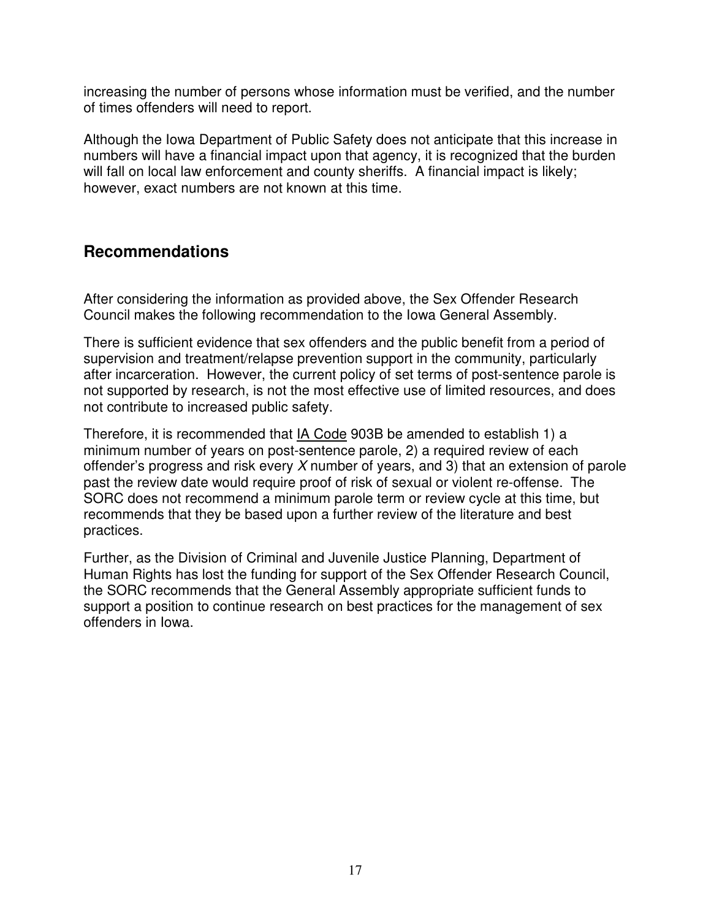increasing the number of persons whose information must be verified, and the number of times offenders will need to report.

Although the Iowa Department of Public Safety does not anticipate that this increase in numbers will have a financial impact upon that agency, it is recognized that the burden will fall on local law enforcement and county sheriffs. A financial impact is likely; however, exact numbers are not known at this time.

## Recommendations

After considering the information as provided above, the Sex Offender Research Council makes the following recommendation to the Iowa General Assembly.

There is sufficient evidence that sex offenders and the public benefit from a period of supervision and treatment/relapse prevention support in the community, particularly after incarceration. However, the current policy of set terms of post-sentence parole is not supported by research, is not the most effective use of limited resources, and does not contribute to increased public safety.

Therefore, it is recommended that IA Code 903B be amended to establish 1) a minimum number of years on post-sentence parole, 2) a required review of each offender's progress and risk every *X* number of years, and 3) that an extension of parole past the review date would require proof of risk of sexual or violent re-offense. The SORC does not recommend a minimum parole term or review cycle at this time, but recommends that they be based upon a further review of the literature and best practices.

Further, as the Division of Criminal and Juvenile Justice Planning, Department of Human Rights has lost the funding for support of the Sex Offender Research Council, the SORC recommends that the General Assembly appropriate sufficient funds to support a position to continue research on best practices for the management of sex offenders in Iowa.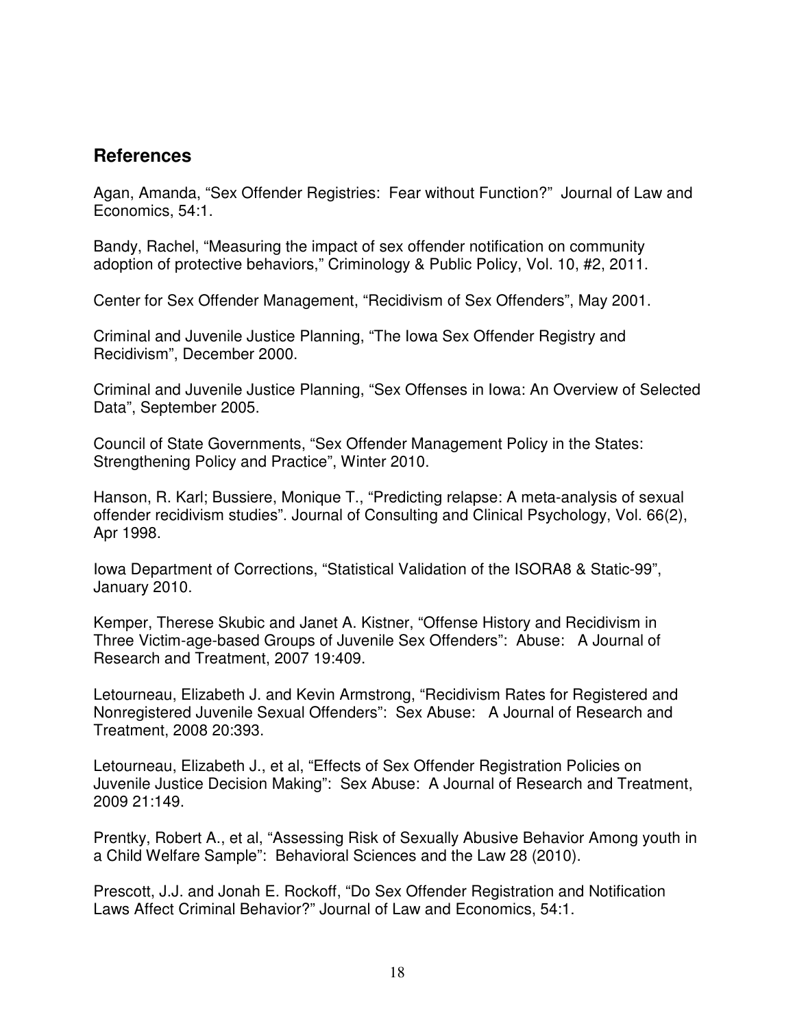## References

Agan, Amanda, “Sex Offender Registries: Fear without Function?” Journal of Law and Economics, 54:1.

Bandy, Rachel, “Measuring the impact of sex offender notification on community adoption of protective behaviors,” Criminology & Public Policy, Vol. 10, #2, 2011.

Center for Sex Offender Management, “Recidivism of Sex Offenders”, May 2001.

Criminal and Juvenile Justice Planning, “The Iowa Sex Offender Registry and Recidivism”, December 2000.

Criminal and Juvenile Justice Planning, “Sex Offenses in Iowa: An Overview of Selected Data”, September 2005.

Council of State Governments, “Sex Offender Management Policy in the States: Strengthening Policy and Practice”, Winter 2010.

Hanson, R. Karl; Bussiere, Monique T., “Predicting relapse: A meta-analysis of sexual offender recidivism studies”. Journal of Consulting and Clinical Psychology, Vol. 66(2), Apr 1998.

Iowa Department of Corrections, “Statistical Validation of the ISORA8 & Static-99”, January 2010.

Kemper, Therese Skubic and Janet A. Kistner, “Offense History and Recidivism in Three Victim-age-based Groups of Juvenile Sex Offenders”: Abuse: A Journal of Research and Treatment, 2007 19:409.

Letourneau, Elizabeth J. and Kevin Armstrong, “Recidivism Rates for Registered and Nonregistered Juvenile Sexual Offenders”: Sex Abuse: A Journal of Research and Treatment, 2008 20:393.

Letourneau, Elizabeth J., et al, “Effects of Sex Offender Registration Policies on Juvenile Justice Decision Making”: Sex Abuse: A Journal of Research and Treatment, 2009 21:149.

Prentky, Robert A., et al, “Assessing Risk of Sexually Abusive Behavior Among youth in a Child Welfare Sample”: Behavioral Sciences and the Law 28 (2010).

Prescott, J.J. and Jonah E. Rockoff, “Do Sex Offender Registration and Notification Laws Affect Criminal Behavior?” Journal of Law and Economics, 54:1.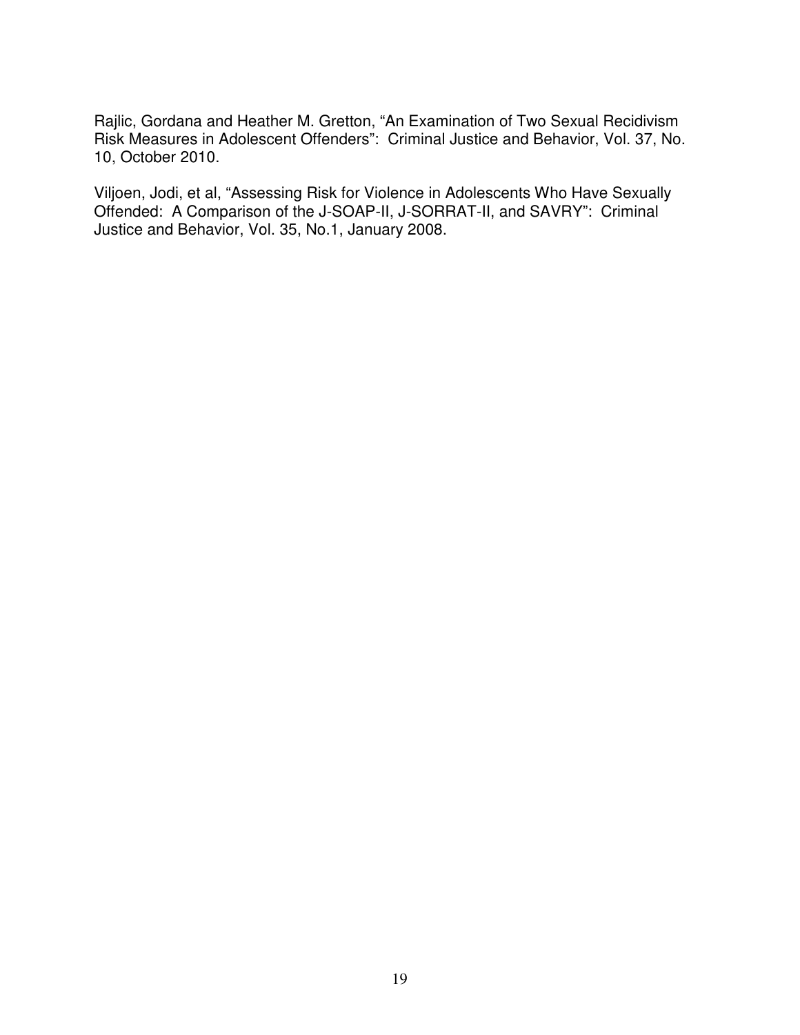Rajlic, Gordana and Heather M. Gretton, "An Examination of Two Sexual Recidivism Risk Measures in Adolescent Offenders": Criminal Justice and Behavior, Vol. 37, No. 10, October 2010.

Viljoen, Jodi, et al, "Assessing Risk for Violence in Adolescents Who Have Sexually Offended: A Comparison of the J-SOAP-II, J-SORRAT-II, and SAVRY": Criminal Justice and Behavior, Vol. 35, No.1, January 2008.